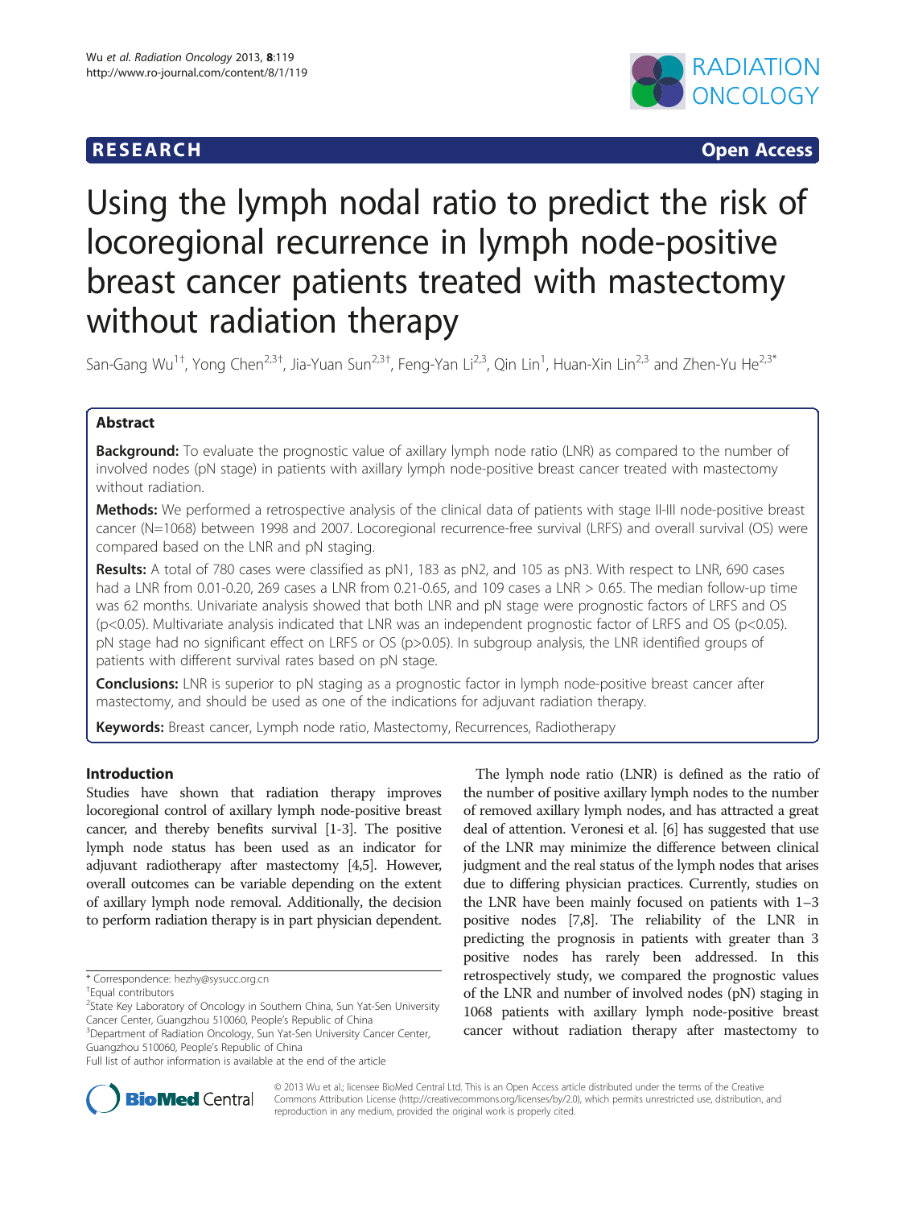**RESEARCH** **Open Access**

# Using the lymph nodal ratio to predict the risk of locoregional recurrence in lymph node-positive breast cancer patients treated with mastectomy without radiation therapy

San-Gang Wu[1†], Yong Chen[2,3†], Jia-Yuan Sun[2,3†], Feng-Yan Li[2,3], Qin Lin[1], Huan-Xin Lin[2,3] and Zhen-Yu He[2,3*]

## Abstract

**Background:** To evaluate the prognostic value of axillary lymph node ratio (LNR) as compared to the number of involved nodes (pN stage) in patients with axillary lymph node-positive breast cancer treated with mastectomy without radiation.

**Methods:** We performed a retrospective analysis of the clinical data of patients with stage II-III node-positive breast cancer (N=1068) between 1998 and 2007. Locoregional recurrence-free survival (LRFS) and overall survival (OS) were compared based on the LNR and pN staging.

**Results:** A total of 780 cases were classified as pN1, 183 as pN2, and 105 as pN3. With respect to LNR, 690 cases had a LNR from 0.01-0.20, 269 cases a LNR from 0.21-0.65, and 109 cases a LNR > 0.65. The median follow-up time was 62 months. Univariate analysis showed that both LNR and pN stage were prognostic factors of LRFS and OS ($p<0.05$). Multivariate analysis indicated that LNR was an independent prognostic factor of LRFS and OS ($p<0.05$). pN stage had no significant effect on LRFS or OS ($p>0.05$). In subgroup analysis, the LNR identified groups of patients with different survival rates based on pN stage.

**Conclusions:** LNR is superior to pN staging as a prognostic factor in lymph node-positive breast cancer after mastectomy, and should be used as one of the indications for adjuvant radiation therapy.

**Keywords:** Breast cancer, Lymph node ratio, Mastectomy, Recurrences, Radiotherapy

## Introduction

Studies have shown that radiation therapy improves locoregional control of axillary lymph node-positive breast cancer, and thereby benefits survival [1-3]. The positive lymph node status has been used as an indicator for adjuvant radiotherapy after mastectomy [4,5]. However, overall outcomes can be variable depending on the extent of axillary lymph node removal. Additionally, the decision to perform radiation therapy is in part physician dependent.

The lymph node ratio (LNR) is defined as the ratio of the number of positive axillary lymph nodes to the number of removed axillary lymph nodes, and has attracted a great deal of attention. Veronesi et al. [6] has suggested that use of the LNR may minimize the difference between clinical judgment and the real status of the lymph nodes that arises due to differing physician practices. Currently, studies on the LNR have been mainly focused on patients with 1–3 positive nodes [7,8]. The reliability of the LNR in predicting the prognosis in patients with greater than 3 positive nodes has rarely been addressed. In this retrospectively study, we compared the prognostic values of the LNR and number of involved nodes (pN) staging in 1068 patients with axillary lymph node-positive breast cancer without radiation therapy after mastectomy to

\* Correspondence: hezhy@sysucc.org.cn
†Equal contributors
[2]State Key Laboratory of Oncology in Southern China, Sun Yat-Sen University Cancer Center, Guangzhou 510060, People's Republic of China
[3]Department of Radiation Oncology, Sun Yat-Sen University Cancer Center, Guangzhou 510060, People's Republic of China
Full list of author information is available at the end of the article

© 2013 Wu et al.; licensee BioMed Central Ltd. This is an Open Access article distributed under the terms of the Creative Commons Attribution License (http://creativecommons.org/licenses/by/2.0), which permits unrestricted use, distribution, and reproduction in any medium, provided the original work is properly cited.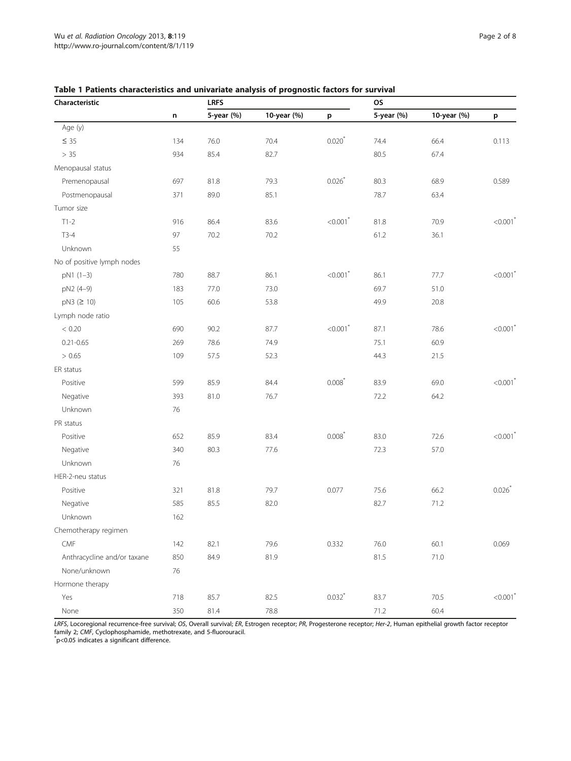**Table 1 Patients characteristics and univariate analysis of prognostic factors for survival**

| Characteristic | | LRFS | | | OS | | |
|---|---|---|---|---|---|---|---|
| | n | 5-year (%) | 10-year (%) | p | 5-year (%) | 10-year (%) | p |
| Age (y) | | | | | | | |
| ≤ 35 | 134 | 76.0 | 70.4 | 0.020* | 74.4 | 66.4 | 0.113 |
| > 35 | 934 | 85.4 | 82.7 | | 80.5 | 67.4 | |
| Menopausal status | | | | | | | |
| Premenopausal | 697 | 81.8 | 79.3 | 0.026* | 80.3 | 68.9 | 0.589 |
| Postmenopausal | 371 | 89.0 | 85.1 | | 78.7 | 63.4 | |
| Tumor size | | | | | | | |
| T1-2 | 916 | 86.4 | 83.6 | <0.001* | 81.8 | 70.9 | <0.001* |
| T3-4 | 97 | 70.2 | 70.2 | | 61.2 | 36.1 | |
| Unknown | 55 | | | | | | |
| No of positive lymph nodes | | | | | | | |
| pN1 (1–3) | 780 | 88.7 | 86.1 | <0.001* | 86.1 | 77.7 | <0.001* |
| pN2 (4–9) | 183 | 77.0 | 73.0 | | 69.7 | 51.0 | |
| pN3 (≥ 10) | 105 | 60.6 | 53.8 | | 49.9 | 20.8 | |
| Lymph node ratio | | | | | | | |
| < 0.20 | 690 | 90.2 | 87.7 | <0.001* | 87.1 | 78.6 | <0.001* |
| 0.21-0.65 | 269 | 78.6 | 74.9 | | 75.1 | 60.9 | |
| > 0.65 | 109 | 57.5 | 52.3 | | 44.3 | 21.5 | |
| ER status | | | | | | | |
| Positive | 599 | 85.9 | 84.4 | 0.008* | 83.9 | 69.0 | <0.001* |
| Negative | 393 | 81.0 | 76.7 | | 72.2 | 64.2 | |
| Unknown | 76 | | | | | | |
| PR status | | | | | | | |
| Positive | 652 | 85.9 | 83.4 | 0.008* | 83.0 | 72.6 | <0.001* |
| Negative | 340 | 80.3 | 77.6 | | 72.3 | 57.0 | |
| Unknown | 76 | | | | | | |
| HER-2-neu status | | | | | | | |
| Positive | 321 | 81.8 | 79.7 | 0.077 | 75.6 | 66.2 | 0.026* |
| Negative | 585 | 85.5 | 82.0 | | 82.7 | 71.2 | |
| Unknown | 162 | | | | | | |
| Chemotherapy regimen | | | | | | | |
| CMF | 142 | 82.1 | 79.6 | 0.332 | 76.0 | 60.1 | 0.069 |
| Anthracycline and/or taxane | 850 | 84.9 | 81.9 | | 81.5 | 71.0 | |
| None/unknown | 76 | | | | | | |
| Hormone therapy | | | | | | | |
| Yes | 718 | 85.7 | 82.5 | 0.032* | 83.7 | 70.5 | <0.001* |
| None | 350 | 81.4 | 78.8 | | 71.2 | 60.4 | |

*LRFS*, Locoregional recurrence-free survival; *OS*, Overall survival; *ER*, Estrogen receptor; *PR*, Progesterone receptor; *Her-2*, Human epithelial growth factor receptor family 2; *CMF*, Cyclophosphamide, methotrexate, and 5-fluorouracil.

*p<0.05 indicates a significant difference.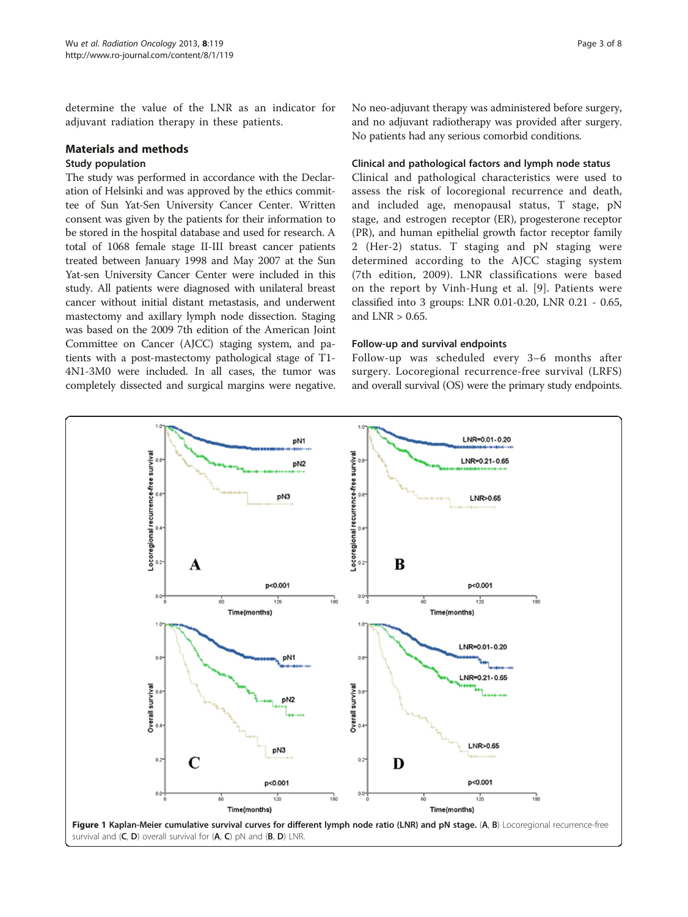determine the value of the LNR as an indicator for adjuvant radiation therapy in these patients.

## Materials and methods

### Study population

The study was performed in accordance with the Declaration of Helsinki and was approved by the ethics committee of Sun Yat-Sen University Cancer Center. Written consent was given by the patients for their information to be stored in the hospital database and used for research. A total of 1068 female stage II-III breast cancer patients treated between January 1998 and May 2007 at the Sun Yat-sen University Cancer Center were included in this study. All patients were diagnosed with unilateral breast cancer without initial distant metastasis, and underwent mastectomy and axillary lymph node dissection. Staging was based on the 2009 7th edition of the American Joint Committee on Cancer (AJCC) staging system, and patients with a post-mastectomy pathological stage of T1-4N1-3M0 were included. In all cases, the tumor was completely dissected and surgical margins were negative. No neo-adjuvant therapy was administered before surgery, and no adjuvant radiotherapy was provided after surgery. No patients had any serious comorbid conditions.

### Clinical and pathological factors and lymph node status

Clinical and pathological characteristics were used to assess the risk of locoregional recurrence and death, and included age, menopausal status, T stage, pN stage, and estrogen receptor (ER), progesterone receptor (PR), and human epithelial growth factor receptor family 2 (Her-2) status. T staging and pN staging were determined according to the AJCC staging system (7th edition, 2009). LNR classifications were based on the report by Vinh-Hung et al. [9]. Patients were classified into 3 groups: LNR 0.01-0.20, LNR 0.21 - 0.65, and LNR > 0.65.

### Follow-up and survival endpoints

Follow-up was scheduled every 3–6 months after surgery. Locoregional recurrence-free survival (LRFS) and overall survival (OS) were the primary study endpoints.

**Figure 1 Kaplan-Meier cumulative survival curves for different lymph node ratio (LNR) and pN stage.** (**A**, **B**) Locoregional recurrence-free survival and (**C**, **D**) overall survival for (**A**, **C**) pN and (**B**, **D**) LNR.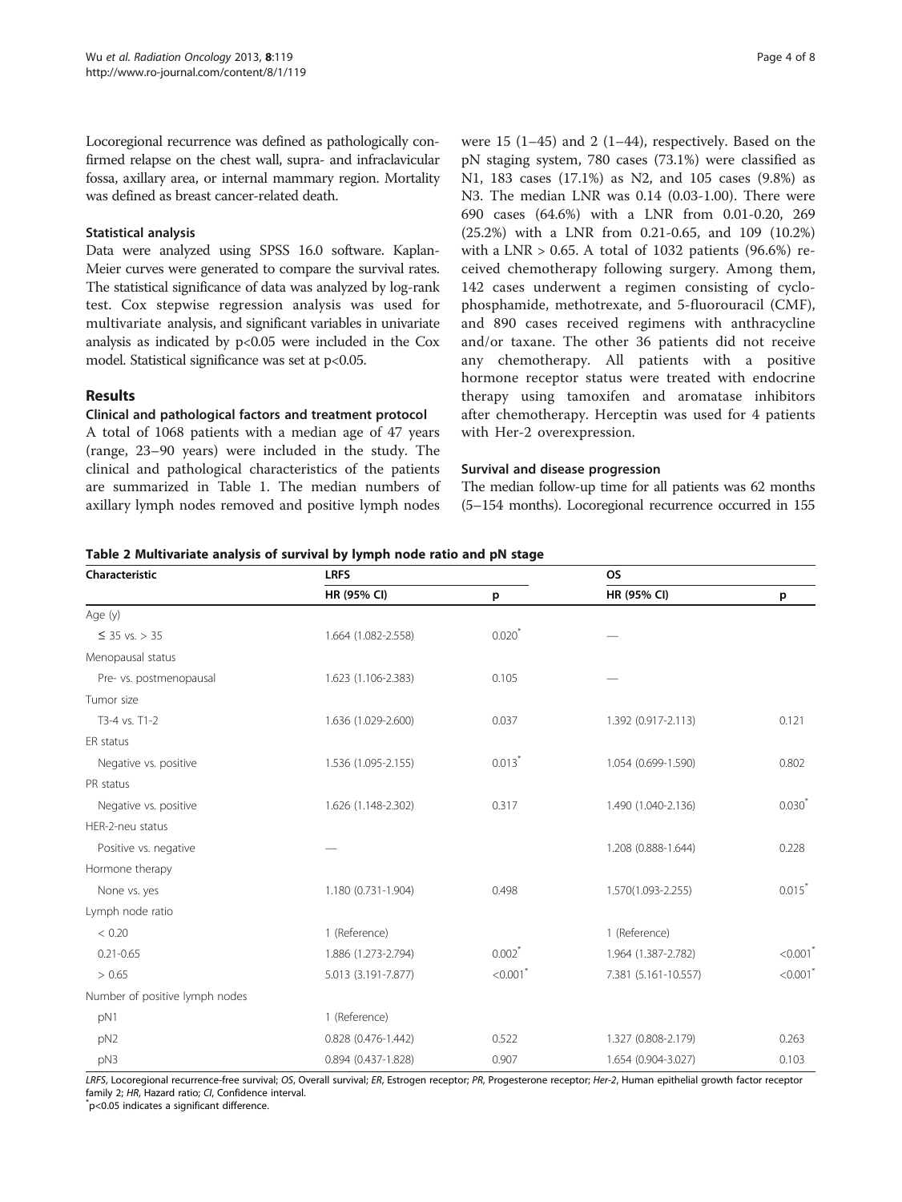Locoregional recurrence was defined as pathologically confirmed relapse on the chest wall, supra- and infraclavicular fossa, axillary area, or internal mammary region. Mortality was defined as breast cancer-related death.

### Statistical analysis

Data were analyzed using SPSS 16.0 software. Kaplan-Meier curves were generated to compare the survival rates. The statistical significance of data was analyzed by log-rank test. Cox stepwise regression analysis was used for multivariate analysis, and significant variables in univariate analysis as indicated by $p<0.05$ were included in the Cox model. Statistical significance was set at $p<0.05$.

## Results

### Clinical and pathological factors and treatment protocol

A total of 1068 patients with a median age of 47 years (range, 23–90 years) were included in the study. The clinical and pathological characteristics of the patients are summarized in Table 1. The median numbers of axillary lymph nodes removed and positive lymph nodes were 15 (1–45) and 2 (1–44), respectively. Based on the pN staging system, 780 cases (73.1%) were classified as N1, 183 cases (17.1%) as N2, and 105 cases (9.8%) as N3. The median LNR was 0.14 (0.03-1.00). There were 690 cases (64.6%) with a LNR from 0.01-0.20, 269 (25.2%) with a LNR from 0.21-0.65, and 109 (10.2%) with a LNR > 0.65. A total of 1032 patients (96.6%) received chemotherapy following surgery. Among them, 142 cases underwent a regimen consisting of cyclophosphamide, methotrexate, and 5-fluorouracil (CMF), and 890 cases received regimens with anthracycline and/or taxane. The other 36 patients did not receive any chemotherapy. All patients with a positive hormone receptor status were treated with endocrine therapy using tamoxifen and aromatase inhibitors after chemotherapy. Herceptin was used for 4 patients with Her-2 overexpression.

### Survival and disease progression

The median follow-up time for all patients was 62 months (5–154 months). Locoregional recurrence occurred in 155

**Table 2 Multivariate analysis of survival by lymph node ratio and pN stage**

| Characteristic | LRFS | | OS | |
|---|---|---|---|---|
| | HR (95% CI) | p | HR (95% CI) | p |
| Age (y) | | | | |
| ≤ 35 vs. > 35 | 1.664 (1.082-2.558) | 0.020* | — | |
| Menopausal status | | | | |
| Pre- vs. postmenopausal | 1.623 (1.106-2.383) | 0.105 | — | |
| Tumor size | | | | |
| T3-4 vs. T1-2 | 1.636 (1.029-2.600) | 0.037 | 1.392 (0.917-2.113) | 0.121 |
| ER status | | | | |
| Negative vs. positive | 1.536 (1.095-2.155) | 0.013* | 1.054 (0.699-1.590) | 0.802 |
| PR status | | | | |
| Negative vs. positive | 1.626 (1.148-2.302) | 0.317 | 1.490 (1.040-2.136) | 0.030* |
| HER-2-neu status | | | | |
| Positive vs. negative | — | | 1.208 (0.888-1.644) | 0.228 |
| Hormone therapy | | | | |
| None vs. yes | 1.180 (0.731-1.904) | 0.498 | 1.570(1.093-2.255) | 0.015* |
| Lymph node ratio | | | | |
| < 0.20 | 1 (Reference) | | 1 (Reference) | |
| 0.21-0.65 | 1.886 (1.273-2.794) | 0.002* | 1.964 (1.387-2.782) | <0.001* |
| > 0.65 | 5.013 (3.191-7.877) | <0.001* | 7.381 (5.161-10.557) | <0.001* |
| Number of positive lymph nodes | | | | |
| pN1 | 1 (Reference) | | | |
| pN2 | 0.828 (0.476-1.442) | 0.522 | 1.327 (0.808-2.179) | 0.263 |
| pN3 | 0.894 (0.437-1.828) | 0.907 | 1.654 (0.904-3.027) | 0.103 |

*LRFS*, Locoregional recurrence-free survival; *OS*, Overall survival; *ER*, Estrogen receptor; *PR*, Progesterone receptor; *Her-2*, Human epithelial growth factor receptor family 2; *HR*, Hazard ratio; *CI*, Confidence interval.
*p<0.05 indicates a significant difference.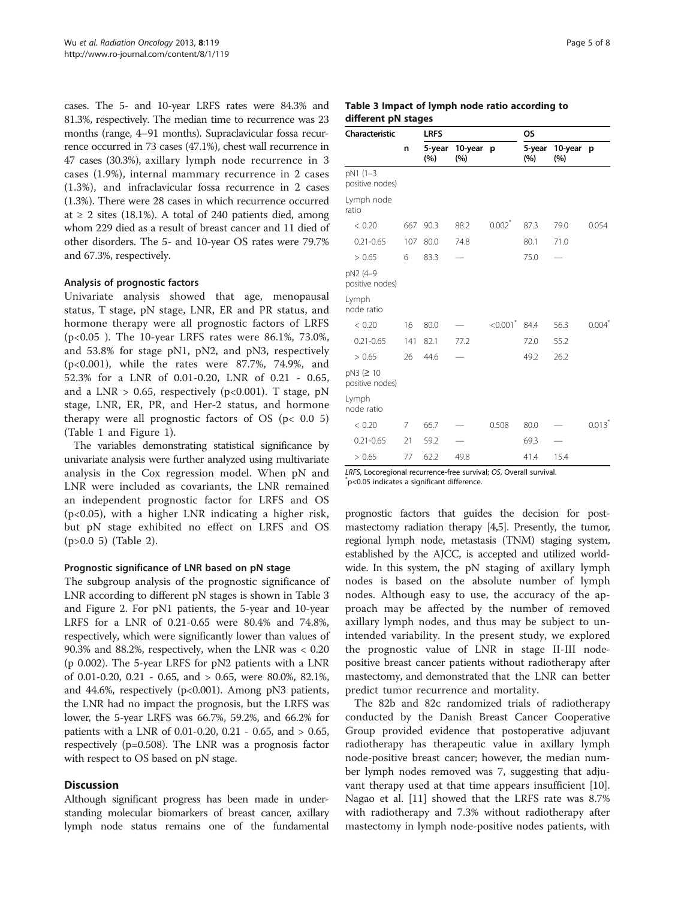cases. The 5- and 10-year LRFS rates were 84.3% and 81.3%, respectively. The median time to recurrence was 23 months (range, 4–91 months). Supraclavicular fossa recurrence occurred in 73 cases (47.1%), chest wall recurrence in 47 cases (30.3%), axillary lymph node recurrence in 3 cases (1.9%), internal mammary recurrence in 2 cases (1.3%), and infraclavicular fossa recurrence in 2 cases (1.3%). There were 28 cases in which recurrence occurred at ≥ 2 sites (18.1%). A total of 240 patients died, among whom 229 died as a result of breast cancer and 11 died of other disorders. The 5- and 10-year OS rates were 79.7% and 67.3%, respectively.

### Analysis of prognostic factors

Univariate analysis showed that age, menopausal status, T stage, pN stage, LNR, ER and PR status, and hormone therapy were all prognostic factors of LRFS ($p<0.05$ ). The 10-year LRFS rates were 86.1%, 73.0%, and 53.8% for stage pN1, pN2, and pN3, respectively ($p<0.001$), while the rates were 87.7%, 74.9%, and 52.3% for a LNR of 0.01-0.20, LNR of 0.21 - 0.65, and a LNR > 0.65, respectively ($p<0.001$). T stage, pN stage, LNR, ER, PR, and Her-2 status, and hormone therapy were all prognostic factors of OS ($p< 0.0$ 5) (Table 1 and Figure 1).

The variables demonstrating statistical significance by univariate analysis were further analyzed using multivariate analysis in the Cox regression model. When pN and LNR were included as covariants, the LNR remained an independent prognostic factor for LRFS and OS ($p<0.05$), with a higher LNR indicating a higher risk, but pN stage exhibited no effect on LRFS and OS ($p>0.0$ 5) (Table 2).

### Prognostic significance of LNR based on pN stage

The subgroup analysis of the prognostic significance of LNR according to different pN stages is shown in Table 3 and Figure 2. For pN1 patients, the 5-year and 10-year LRFS for a LNR of 0.21-0.65 were 80.4% and 74.8%, respectively, which were significantly lower than values of 90.3% and 88.2%, respectively, when the LNR was < 0.20 (p 0.002). The 5-year LRFS for pN2 patients with a LNR of 0.01-0.20, 0.21 - 0.65, and > 0.65, were 80.0%, 82.1%, and 44.6%, respectively ($p<0.001$). Among pN3 patients, the LNR had no impact the prognosis, but the LRFS was lower, the 5-year LRFS was 66.7%, 59.2%, and 66.2% for patients with a LNR of 0.01-0.20, 0.21 - 0.65, and > 0.65, respectively ($p=0.508$). The LNR was a prognosis factor with respect to OS based on pN stage.

**Table 3 Impact of lymph node ratio according to different pN stages**

| Characteristic | | LRFS | | | OS | | |
|---|---|---|---|---|---|---|---|
| | n | 5-year (%) | 10-year (%) | p | 5-year (%) | 10-year (%) | p |
| pN1 (1–3 positive nodes) | | | | | | | |
| Lymph node ratio | | | | | | | |
| < 0.20 | 667 | 90.3 | 88.2 | 0.002* | 87.3 | 79.0 | 0.054 |
| 0.21-0.65 | 107 | 80.0 | 74.8 | | 80.1 | 71.0 | |
| > 0.65 | 6 | 83.3 | — | | 75.0 | — | |
| pN2 (4–9 positive nodes) | | | | | | | |
| Lymph node ratio | | | | | | | |
| < 0.20 | 16 | 80.0 | — | <0.001* | 84.4 | 56.3 | 0.004* |
| 0.21-0.65 | 141 | 82.1 | 77.2 | | 72.0 | 55.2 | |
| > 0.65 | 26 | 44.6 | — | | 49.2 | 26.2 | |
| pN3 (≥ 10 positive nodes) | | | | | | | |
| Lymph node ratio | | | | | | | |
| < 0.20 | 7 | 66.7 | — | 0.508 | 80.0 | — | 0.013* |
| 0.21-0.65 | 21 | 59.2 | — | | 69.3 | — | |
| > 0.65 | 77 | 62.2 | 49.8 | | 41.4 | 15.4 | |

*LRFS*, Locoregional recurrence-free survival; *OS*, Overall survival.
*p<0.05 indicates a significant difference.

## Discussion

Although significant progress has been made in understanding molecular biomarkers of breast cancer, axillary lymph node status remains one of the fundamental prognostic factors that guides the decision for post-mastectomy radiation therapy [4,5]. Presently, the tumor, regional lymph node, metastasis (TNM) staging system, established by the AJCC, is accepted and utilized worldwide. In this system, the pN staging of axillary lymph nodes is based on the absolute number of lymph nodes. Although easy to use, the accuracy of the approach may be affected by the number of removed axillary lymph nodes, and thus may be subject to unintended variability. In the present study, we explored the prognostic value of LNR in stage II-III node-positive breast cancer patients without radiotherapy after mastectomy, and demonstrated that the LNR can better predict tumor recurrence and mortality.

The 82b and 82c randomized trials of radiotherapy conducted by the Danish Breast Cancer Cooperative Group provided evidence that postoperative adjuvant radiotherapy has therapeutic value in axillary lymph node-positive breast cancer; however, the median number lymph nodes removed was 7, suggesting that adjuvant therapy used at that time appears insufficient [10]. Nagao et al. [11] showed that the LRFS rate was 8.7% with radiotherapy and 7.3% without radiotherapy after mastectomy in lymph node-positive nodes patients, with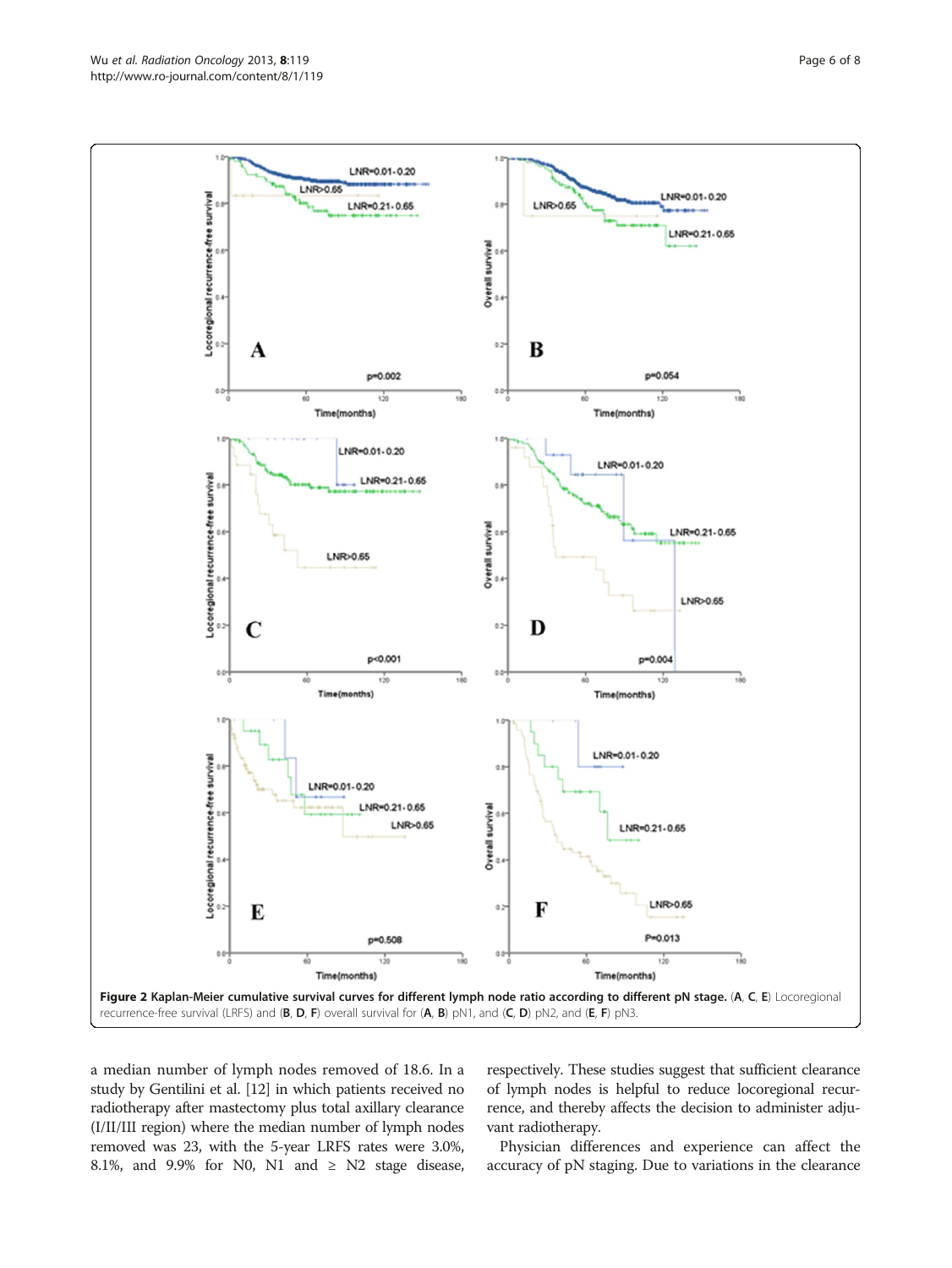**Figure 2 Kaplan-Meier cumulative survival curves for different lymph node ratio according to different pN stage.** (**A**, **C**, **E**) Locoregional recurrence-free survival (LRFS) and (**B**, **D**, **F**) overall survival for (**A**, **B**) pN1, and (**C**, **D**) pN2, and (**E**, **F**) pN3.

a median number of lymph nodes removed of 18.6. In a study by Gentilini et al. [12] in which patients received no radiotherapy after mastectomy plus total axillary clearance (I/II/III region) where the median number of lymph nodes removed was 23, with the 5-year LRFS rates were 3.0%, 8.1%, and 9.9% for N0, N1 and ≥ N2 stage disease, respectively. These studies suggest that sufficient clearance of lymph nodes is helpful to reduce locoregional recurrence, and thereby affects the decision to administer adjuvant radiotherapy.

Physician differences and experience can affect the accuracy of pN staging. Due to variations in the clearance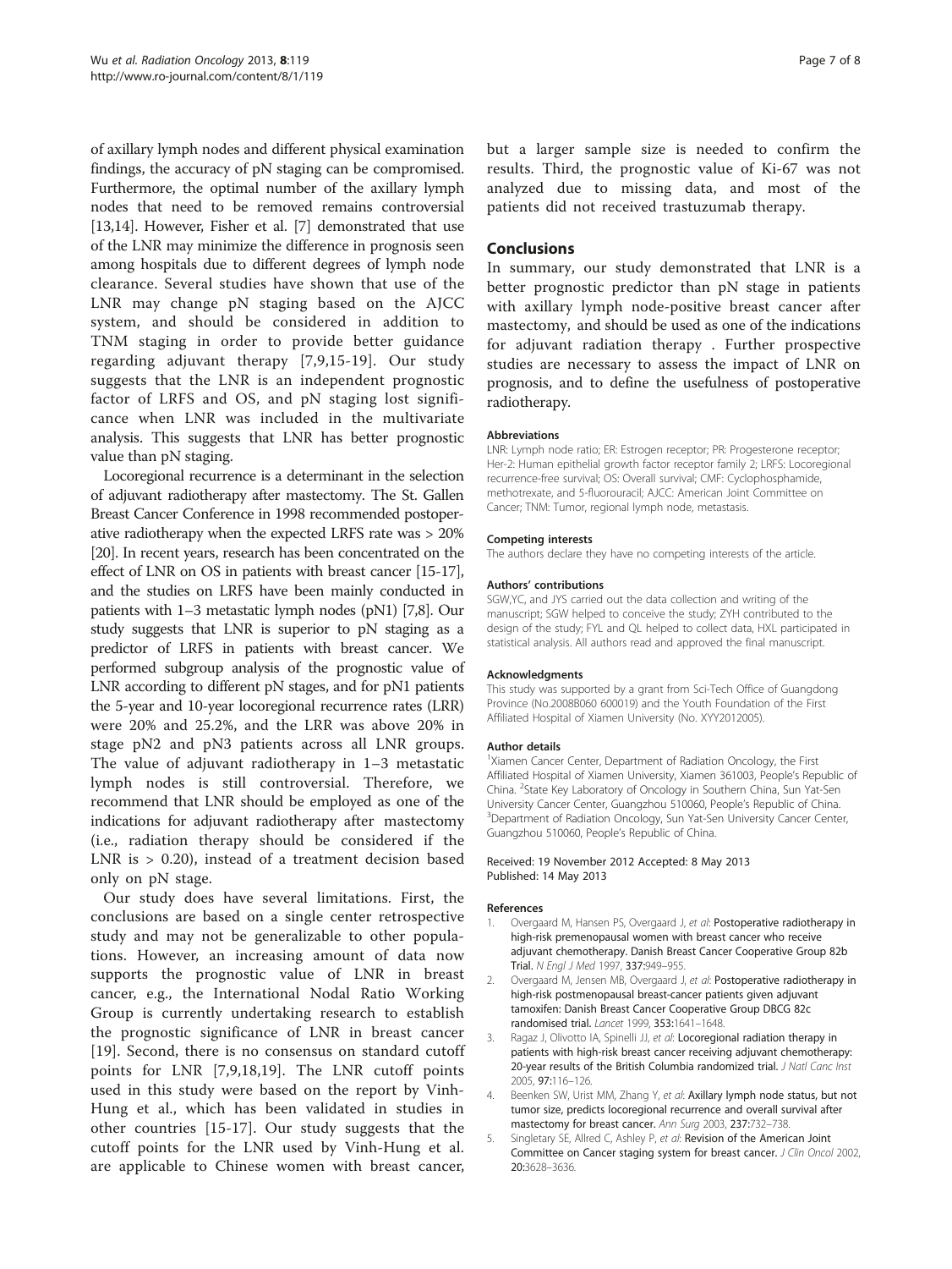of axillary lymph nodes and different physical examination findings, the accuracy of pN staging can be compromised. Furthermore, the optimal number of the axillary lymph nodes that need to be removed remains controversial [13,14]. However, Fisher et al. [7] demonstrated that use of the LNR may minimize the difference in prognosis seen among hospitals due to different degrees of lymph node clearance. Several studies have shown that use of the LNR may change pN staging based on the AJCC system, and should be considered in addition to TNM staging in order to provide better guidance regarding adjuvant therapy [7,9,15-19]. Our study suggests that the LNR is an independent prognostic factor of LRFS and OS, and pN staging lost significance when LNR was included in the multivariate analysis. This suggests that LNR has better prognostic value than pN staging.

Locoregional recurrence is a determinant in the selection of adjuvant radiotherapy after mastectomy. The St. Gallen Breast Cancer Conference in 1998 recommended postoperative radiotherapy when the expected LRFS rate was > 20% [20]. In recent years, research has been concentrated on the effect of LNR on OS in patients with breast cancer [15-17], and the studies on LRFS have been mainly conducted in patients with 1–3 metastatic lymph nodes (pN1) [7,8]. Our study suggests that LNR is superior to pN staging as a predictor of LRFS in patients with breast cancer. We performed subgroup analysis of the prognostic value of LNR according to different pN stages, and for pN1 patients the 5-year and 10-year locoregional recurrence rates (LRR) were 20% and 25.2%, and the LRR was above 20% in stage pN2 and pN3 patients across all LNR groups. The value of adjuvant radiotherapy in 1–3 metastatic lymph nodes is still controversial. Therefore, we recommend that LNR should be employed as one of the indications for adjuvant radiotherapy after mastectomy (i.e., radiation therapy should be considered if the LNR is > 0.20), instead of a treatment decision based only on pN stage.

Our study does have several limitations. First, the conclusions are based on a single center retrospective study and may not be generalizable to other populations. However, an increasing amount of data now supports the prognostic value of LNR in breast cancer, e.g., the International Nodal Ratio Working Group is currently undertaking research to establish the prognostic significance of LNR in breast cancer [19]. Second, there is no consensus on standard cutoff points for LNR [7,9,18,19]. The LNR cutoff points used in this study were based on the report by Vinh-Hung et al., which has been validated in studies in other countries [15-17]. Our study suggests that the cutoff points for the LNR used by Vinh-Hung et al. are applicable to Chinese women with breast cancer, but a larger sample size is needed to confirm the results. Third, the prognostic value of Ki-67 was not analyzed due to missing data, and most of the patients did not received trastuzumab therapy.

## Conclusions

In summary, our study demonstrated that LNR is a better prognostic predictor than pN stage in patients with axillary lymph node-positive breast cancer after mastectomy, and should be used as one of the indications for adjuvant radiation therapy . Further prospective studies are necessary to assess the impact of LNR on prognosis, and to define the usefulness of postoperative radiotherapy.

#### Abbreviations

LNR: Lymph node ratio; ER: Estrogen receptor; PR: Progesterone receptor; Her-2: Human epithelial growth factor receptor family 2; LRFS: Locoregional recurrence-free survival; OS: Overall survival; CMF: Cyclophosphamide, methotrexate, and 5-fluorouracil; AJCC: American Joint Committee on Cancer; TNM: Tumor, regional lymph node, metastasis.

#### Competing interests

The authors declare they have no competing interests of the article.

#### Authors' contributions

SGW,YC, and JYS carried out the data collection and writing of the manuscript; SGW helped to conceive the study; ZYH contributed to the design of the study; FYL and QL helped to collect data, HXL participated in statistical analysis. All authors read and approved the final manuscript.

#### Acknowledgments

This study was supported by a grant from Sci-Tech Office of Guangdong Province (No.2008B060 600019) and the Youth Foundation of the First Affiliated Hospital of Xiamen University (No. XYY2012005).

#### Author details

[1]Xiamen Cancer Center, Department of Radiation Oncology, the First Affiliated Hospital of Xiamen University, Xiamen 361003, People's Republic of China. [2]State Key Laboratory of Oncology in Southern China, Sun Yat-Sen University Cancer Center, Guangzhou 510060, People's Republic of China. [3]Department of Radiation Oncology, Sun Yat-Sen University Cancer Center, Guangzhou 510060, People's Republic of China.

Received: 19 November 2012 Accepted: 8 May 2013
Published: 14 May 2013

#### References

1. Overgaard M, Hansen PS, Overgaard J, *et al*: **Postoperative radiotherapy in high-risk premenopausal women with breast cancer who receive adjuvant chemotherapy. Danish Breast Cancer Cooperative Group 82b Trial.** *N Engl J Med* 1997, **337:**949–955.
2. Overgaard M, Jensen MB, Overgaard J, *et al*: **Postoperative radiotherapy in high-risk postmenopausal breast-cancer patients given adjuvant tamoxifen: Danish Breast Cancer Cooperative Group DBCG 82c randomised trial.** *Lancet* 1999, **353:**1641–1648.
3. Ragaz J, Olivotto IA, Spinelli JJ, *et al*: **Locoregional radiation therapy in patients with high-risk breast cancer receiving adjuvant chemotherapy: 20-year results of the British Columbia randomized trial.** *J Natl Canc Inst* 2005, **97:**116–126.
4. Beenken SW, Urist MM, Zhang Y, *et al*: **Axillary lymph node status, but not tumor size, predicts locoregional recurrence and overall survival after mastectomy for breast cancer.** *Ann Surg* 2003, **237:**732–738.
5. Singletary SE, Allred C, Ashley P, *et al*: **Revision of the American Joint Committee on Cancer staging system for breast cancer.** *J Clin Oncol* 2002, **20:**3628–3636.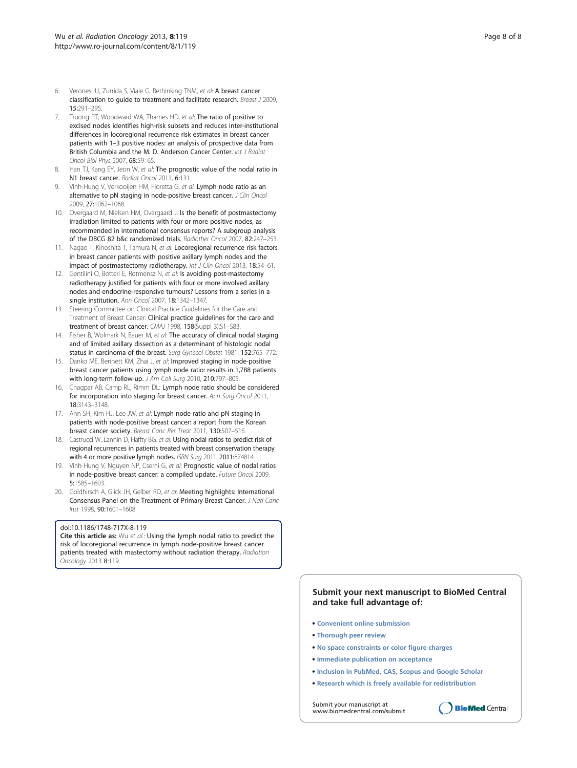6. Veronesi U, Zurrida S, Viale G, Rethinking TNM, *et al*: A breast cancer classification to guide to treatment and facilitate research. *Breast J* 2009, **15**:291–295.
7. Truong PT, Woodward WA, Thames HD, *et al*: The ratio of positive to excised nodes identifies high-risk subsets and reduces inter-institutional differences in locoregional recurrence risk estimates in breast cancer patients with 1–3 positive nodes: an analysis of prospective data from British Columbia and the M. D. Anderson Cancer Center. *Int J Radiat Oncol Biol Phys* 2007, **68**:59–65.
8. Han TJ, Kang EY, Jeon W, *et al*: The prognostic value of the nodal ratio in N1 breast cancer. *Radiat Oncol* 2011, **6**:131.
9. Vinh-Hung V, Verkooijen HM, Fioretta G, *et al*: Lymph node ratio as an alternative to pN staging in node-positive breast cancer. *J Clin Oncol* 2009, **27**:1062–1068.
10. Overgaard M, Nielsen HM, Overgaard J: Is the benefit of postmastectomy irradiation limited to patients with four or more positive nodes, as recommended in international consensus reports? A subgroup analysis of the DBCG 82 b&c randomized trials. *Radiother Oncol* 2007, **82**:247–253.
11. Nagao T, Kinoshita T, Tamura N, *et al*: Locoregional recurrence risk factors in breast cancer patients with positive axillary lymph nodes and the impact of postmastectomy radiotherapy. *Int J Clin Oncol* 2013, **18**:54–61.
12. Gentilini O, Botteri E, Rotmensz N, *et al*: Is avoiding post-mastectomy radiotherapy justified for patients with four or more involved axillary nodes and endocrine-responsive tumours? Lessons from a series in a single institution. *Ann Oncol* 2007, **18**:1342–1347.
13. Steering Committee on Clinical Practice Guidelines for the Care and Treatment of Breast Cancer: Clinical practice guidelines for the care and treatment of breast cancer. *CMAJ* 1998, **158**(Suppl 3):S1–S83.
14. Fisher B, Wolmark N, Bauer M, *et al*: The accuracy of clinical nodal staging and of limited axillary dissection as a determinant of histologic nodal status in carcinoma of the breast. *Surg Gynecol Obstet* 1981, **152**:765–772.
15. Danko ME, Bennett KM, Zhai J, *et al*: Improved staging in node-positive breast cancer patients using lymph node ratio: results in 1,788 patients with long-term follow-up. *J Am Coll Surg* 2010, **210**:797–805.
16. Chagpar AB, Camp RL, Rimm DL: Lymph node ratio should be considered for incorporation into staging for breast cancer. *Ann Surg Oncol* 2011, **18**:3143–3148.
17. Ahn SH, Kim HJ, Lee JW, *et al*: Lymph node ratio and pN staging in patients with node-positive breast cancer: a report from the Korean breast cancer society. *Breast Canc Res Treat* 2011, **130**:507–515.
18. Castrucci W, Lannin D, Haffty BG, *et al*: Using nodal ratios to predict risk of regional recurrences in patients treated with breast conservation therapy with 4 or more positive lymph nodes. *ISRN Surg* 2011, **2011**:874814.
19. Vinh-Hung V, Nguyen NP, Cserni G, *et al*: Prognostic value of nodal ratios in node-positive breast cancer: a compiled update. *Future Oncol* 2009, **5**:1585–1603.
20. Goldhirsch A, Glick JH, Gelber RD, *et al*: Meeting highlights: International Consensus Panel on the Treatment of Primary Breast Cancer. *J Natl Canc Inst* 1998, **90**:1601–1608.

doi:10.1186/1748-717X-8-119

**Cite this article as:** Wu *et al.*: Using the lymph nodal ratio to predict the risk of locoregional recurrence in lymph node-positive breast cancer patients treated with mastectomy without radiation therapy. *Radiation Oncology* 2013 **8**:119.

**Submit your next manuscript to BioMed Central and take full advantage of:**

- **Convenient online submission**
- **Thorough peer review**
- **No space constraints or color figure charges**
- **Immediate publication on acceptance**
- **Inclusion in PubMed, CAS, Scopus and Google Scholar**
- **Research which is freely available for redistribution**

Submit your manuscript at
www.biomedcentral.com/submit

BioMed Central